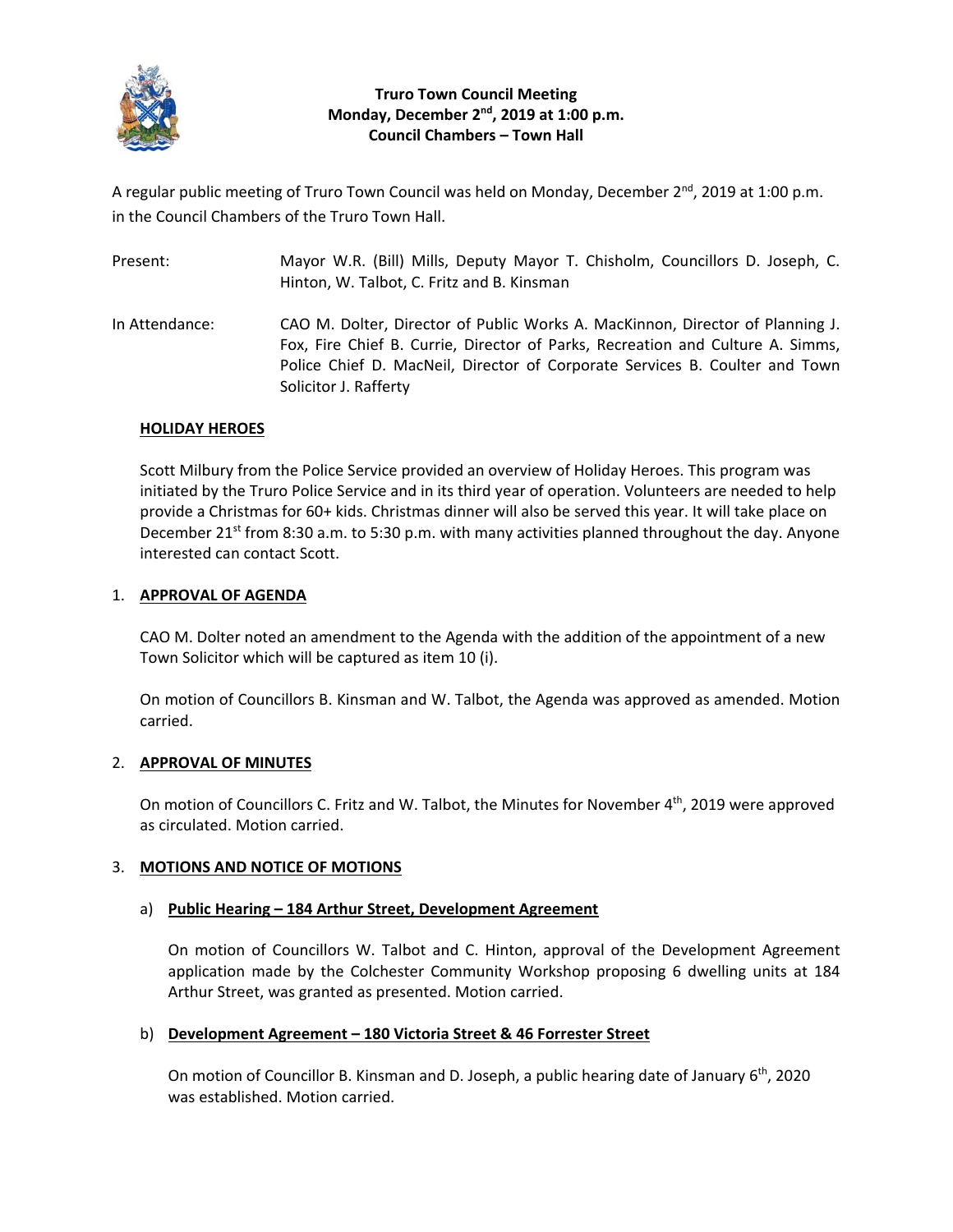# Truro Town Council Meeting
## Monday, December 2nd, 2019 at 1:00 p.m.
## Council Chambers – Town Hall

A regular public meeting of Truro Town Council was held on Monday, December 2nd, 2019 at 1:00 p.m. in the Council Chambers of the Truro Town Hall.

Present: Mayor W.R. (Bill) Mills, Deputy Mayor T. Chisholm, Councillors D. Joseph, C. Hinton, W. Talbot, C. Fritz and B. Kinsman

In Attendance: CAO M. Dolter, Director of Public Works A. MacKinnon, Director of Planning J. Fox, Fire Chief B. Currie, Director of Parks, Recreation and Culture A. Simms, Police Chief D. MacNeil, Director of Corporate Services B. Coulter and Town Solicitor J. Rafferty

**HOLIDAY HEROES**

Scott Milbury from the Police Service provided an overview of Holiday Heroes. This program was initiated by the Truro Police Service and in its third year of operation. Volunteers are needed to help provide a Christmas for 60+ kids. Christmas dinner will also be served this year. It will take place on December 21st from 8:30 a.m. to 5:30 p.m. with many activities planned throughout the day. Anyone interested can contact Scott.

1. **APPROVAL OF AGENDA**

   CAO M. Dolter noted an amendment to the Agenda with the addition of the appointment of a new Town Solicitor which will be captured as item 10 (i).

   On motion of Councillors B. Kinsman and W. Talbot, the Agenda was approved as amended. Motion carried.

2. **APPROVAL OF MINUTES**

   On motion of Councillors C. Fritz and W. Talbot, the Minutes for November 4th, 2019 were approved as circulated. Motion carried.

3. **MOTIONS AND NOTICE OF MOTIONS**

   a) **Public Hearing – 184 Arthur Street, Development Agreement**

   On motion of Councillors W. Talbot and C. Hinton, approval of the Development Agreement application made by the Colchester Community Workshop proposing 6 dwelling units at 184 Arthur Street, was granted as presented. Motion carried.

   b) **Development Agreement – 180 Victoria Street & 46 Forrester Street**

   On motion of Councillor B. Kinsman and D. Joseph, a public hearing date of January 6th, 2020 was established. Motion carried.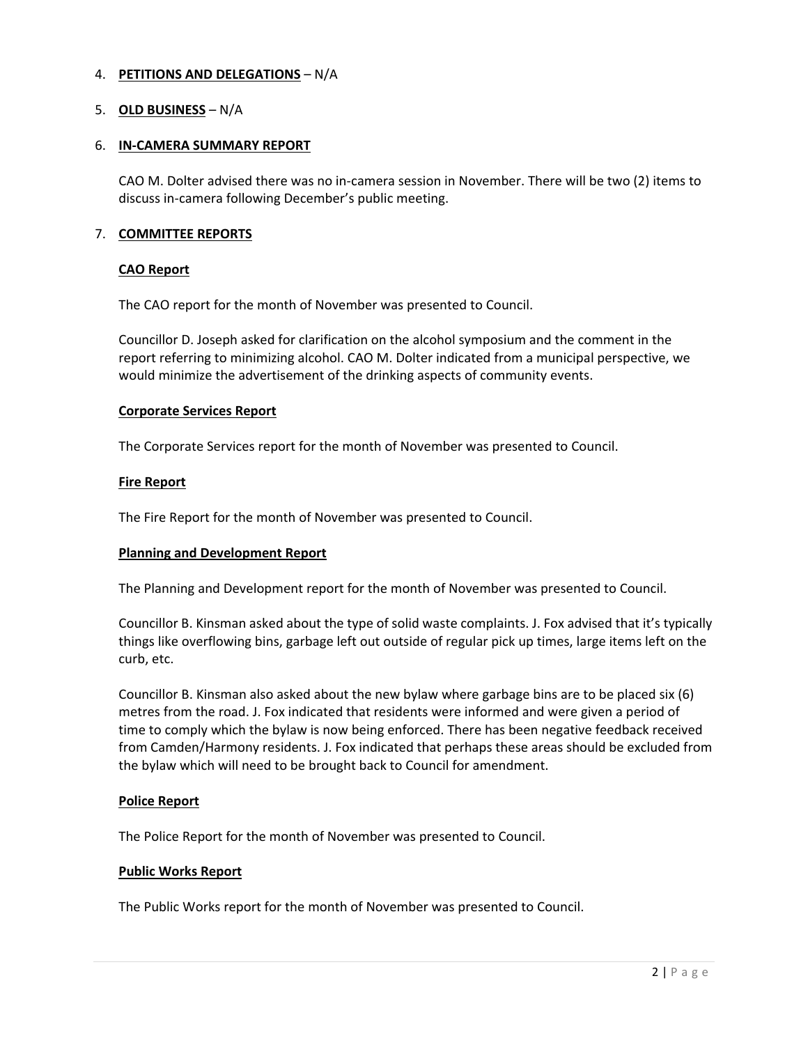4. **PETITIONS AND DELEGATIONS** – N/A

5. **OLD BUSINESS** – N/A

6. **IN-CAMERA SUMMARY REPORT**

   CAO M. Dolter advised there was no in-camera session in November. There will be two (2) items to discuss in-camera following December's public meeting.

7. **COMMITTEE REPORTS**

   **CAO Report**

   The CAO report for the month of November was presented to Council.

   Councillor D. Joseph asked for clarification on the alcohol symposium and the comment in the report referring to minimizing alcohol. CAO M. Dolter indicated from a municipal perspective, we would minimize the advertisement of the drinking aspects of community events.

   **Corporate Services Report**

   The Corporate Services report for the month of November was presented to Council.

   **Fire Report**

   The Fire Report for the month of November was presented to Council.

   **Planning and Development Report**

   The Planning and Development report for the month of November was presented to Council.

   Councillor B. Kinsman asked about the type of solid waste complaints. J. Fox advised that it's typically things like overflowing bins, garbage left out outside of regular pick up times, large items left on the curb, etc.

   Councillor B. Kinsman also asked about the new bylaw where garbage bins are to be placed six (6) metres from the road. J. Fox indicated that residents were informed and were given a period of time to comply which the bylaw is now being enforced. There has been negative feedback received from Camden/Harmony residents. J. Fox indicated that perhaps these areas should be excluded from the bylaw which will need to be brought back to Council for amendment.

   **Police Report**

   The Police Report for the month of November was presented to Council.

   **Public Works Report**

   The Public Works report for the month of November was presented to Council.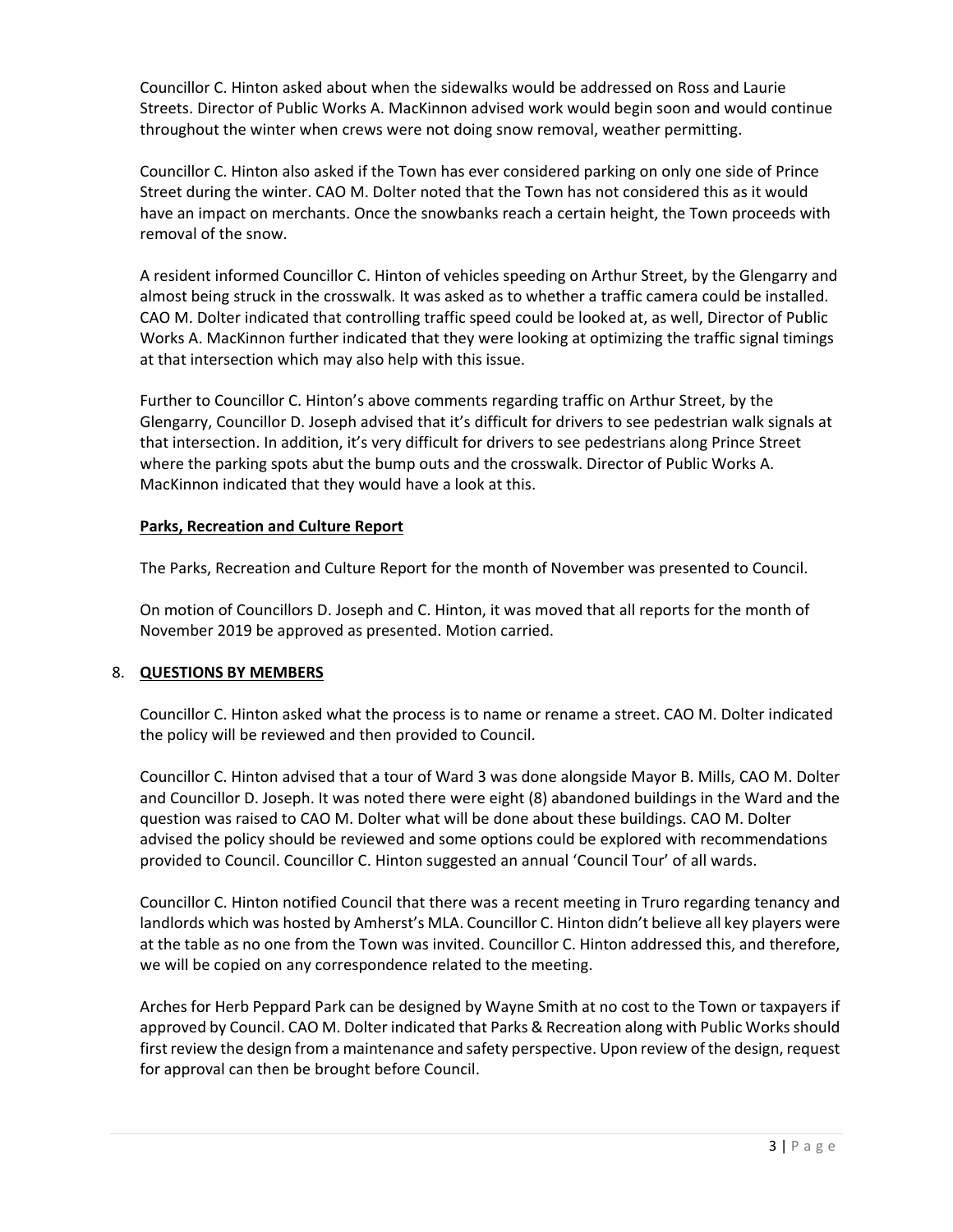Councillor C. Hinton asked about when the sidewalks would be addressed on Ross and Laurie Streets. Director of Public Works A. MacKinnon advised work would begin soon and would continue throughout the winter when crews were not doing snow removal, weather permitting.

Councillor C. Hinton also asked if the Town has ever considered parking on only one side of Prince Street during the winter. CAO M. Dolter noted that the Town has not considered this as it would have an impact on merchants. Once the snowbanks reach a certain height, the Town proceeds with removal of the snow.

A resident informed Councillor C. Hinton of vehicles speeding on Arthur Street, by the Glengarry and almost being struck in the crosswalk. It was asked as to whether a traffic camera could be installed. CAO M. Dolter indicated that controlling traffic speed could be looked at, as well, Director of Public Works A. MacKinnon further indicated that they were looking at optimizing the traffic signal timings at that intersection which may also help with this issue.

Further to Councillor C. Hinton's above comments regarding traffic on Arthur Street, by the Glengarry, Councillor D. Joseph advised that it's difficult for drivers to see pedestrian walk signals at that intersection. In addition, it's very difficult for drivers to see pedestrians along Prince Street where the parking spots abut the bump outs and the crosswalk. Director of Public Works A. MacKinnon indicated that they would have a look at this.

**Parks, Recreation and Culture Report**

The Parks, Recreation and Culture Report for the month of November was presented to Council.

On motion of Councillors D. Joseph and C. Hinton, it was moved that all reports for the month of November 2019 be approved as presented. Motion carried.

## 8. **QUESTIONS BY MEMBERS**

Councillor C. Hinton asked what the process is to name or rename a street. CAO M. Dolter indicated the policy will be reviewed and then provided to Council.

Councillor C. Hinton advised that a tour of Ward 3 was done alongside Mayor B. Mills, CAO M. Dolter and Councillor D. Joseph. It was noted there were eight (8) abandoned buildings in the Ward and the question was raised to CAO M. Dolter what will be done about these buildings. CAO M. Dolter advised the policy should be reviewed and some options could be explored with recommendations provided to Council. Councillor C. Hinton suggested an annual 'Council Tour' of all wards.

Councillor C. Hinton notified Council that there was a recent meeting in Truro regarding tenancy and landlords which was hosted by Amherst's MLA. Councillor C. Hinton didn't believe all key players were at the table as no one from the Town was invited. Councillor C. Hinton addressed this, and therefore, we will be copied on any correspondence related to the meeting.

Arches for Herb Peppard Park can be designed by Wayne Smith at no cost to the Town or taxpayers if approved by Council. CAO M. Dolter indicated that Parks & Recreation along with Public Works should first review the design from a maintenance and safety perspective. Upon review of the design, request for approval can then be brought before Council.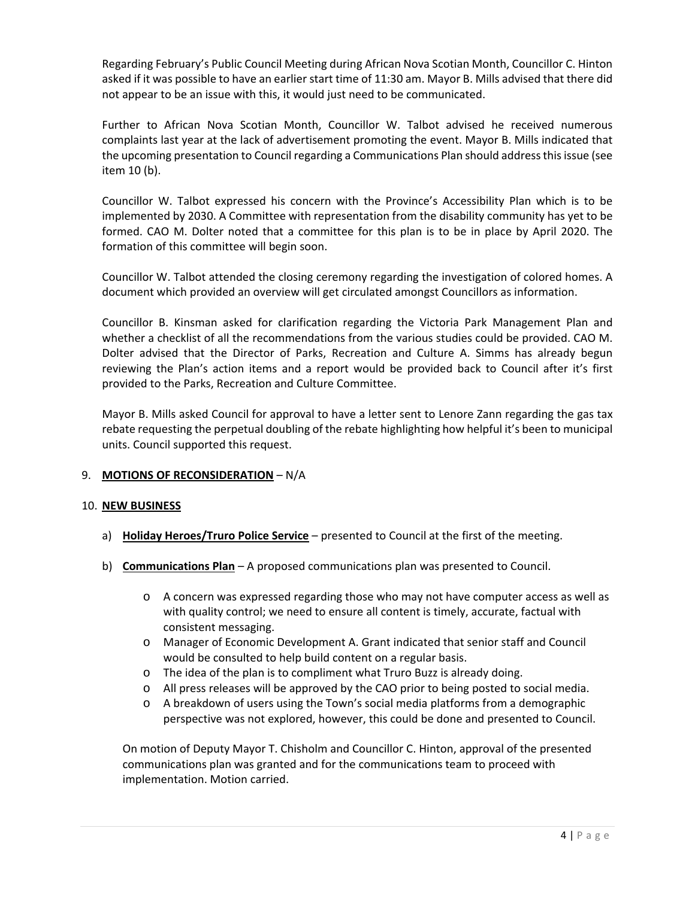Regarding February's Public Council Meeting during African Nova Scotian Month, Councillor C. Hinton asked if it was possible to have an earlier start time of 11:30 am. Mayor B. Mills advised that there did not appear to be an issue with this, it would just need to be communicated.

Further to African Nova Scotian Month, Councillor W. Talbot advised he received numerous complaints last year at the lack of advertisement promoting the event. Mayor B. Mills indicated that the upcoming presentation to Council regarding a Communications Plan should address this issue (see item 10 (b).

Councillor W. Talbot expressed his concern with the Province's Accessibility Plan which is to be implemented by 2030. A Committee with representation from the disability community has yet to be formed. CAO M. Dolter noted that a committee for this plan is to be in place by April 2020. The formation of this committee will begin soon.

Councillor W. Talbot attended the closing ceremony regarding the investigation of colored homes. A document which provided an overview will get circulated amongst Councillors as information.

Councillor B. Kinsman asked for clarification regarding the Victoria Park Management Plan and whether a checklist of all the recommendations from the various studies could be provided. CAO M. Dolter advised that the Director of Parks, Recreation and Culture A. Simms has already begun reviewing the Plan's action items and a report would be provided back to Council after it's first provided to the Parks, Recreation and Culture Committee.

Mayor B. Mills asked Council for approval to have a letter sent to Lenore Zann regarding the gas tax rebate requesting the perpetual doubling of the rebate highlighting how helpful it's been to municipal units. Council supported this request.

9. **MOTIONS OF RECONSIDERATION** – N/A

10. **NEW BUSINESS**

   a) **Holiday Heroes/Truro Police Service** – presented to Council at the first of the meeting.

   b) **Communications Plan** – A proposed communications plan was presented to Council.

      - A concern was expressed regarding those who may not have computer access as well as with quality control; we need to ensure all content is timely, accurate, factual with consistent messaging.
      - Manager of Economic Development A. Grant indicated that senior staff and Council would be consulted to help build content on a regular basis.
      - The idea of the plan is to compliment what Truro Buzz is already doing.
      - All press releases will be approved by the CAO prior to being posted to social media.
      - A breakdown of users using the Town's social media platforms from a demographic perspective was not explored, however, this could be done and presented to Council.

   On motion of Deputy Mayor T. Chisholm and Councillor C. Hinton, approval of the presented communications plan was granted and for the communications team to proceed with implementation. Motion carried.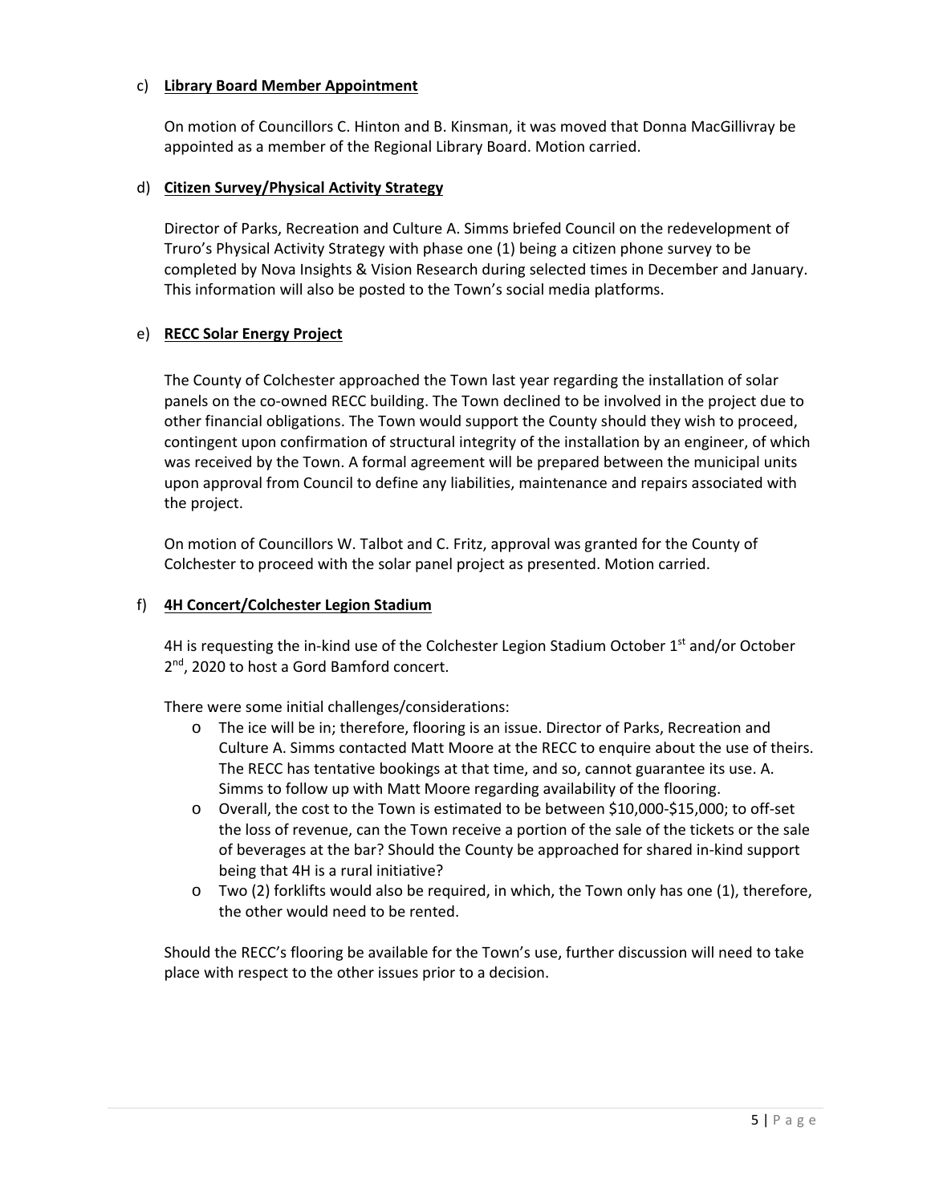c) **Library Board Member Appointment**

On motion of Councillors C. Hinton and B. Kinsman, it was moved that Donna MacGillivray be appointed as a member of the Regional Library Board. Motion carried.

d) **Citizen Survey/Physical Activity Strategy**

Director of Parks, Recreation and Culture A. Simms briefed Council on the redevelopment of Truro's Physical Activity Strategy with phase one (1) being a citizen phone survey to be completed by Nova Insights & Vision Research during selected times in December and January. This information will also be posted to the Town's social media platforms.

e) **RECC Solar Energy Project**

The County of Colchester approached the Town last year regarding the installation of solar panels on the co-owned RECC building. The Town declined to be involved in the project due to other financial obligations. The Town would support the County should they wish to proceed, contingent upon confirmation of structural integrity of the installation by an engineer, of which was received by the Town. A formal agreement will be prepared between the municipal units upon approval from Council to define any liabilities, maintenance and repairs associated with the project.

On motion of Councillors W. Talbot and C. Fritz, approval was granted for the County of Colchester to proceed with the solar panel project as presented. Motion carried.

f) **4H Concert/Colchester Legion Stadium**

4H is requesting the in-kind use of the Colchester Legion Stadium October 1st and/or October 2nd, 2020 to host a Gord Bamford concert.

There were some initial challenges/considerations:

- The ice will be in; therefore, flooring is an issue. Director of Parks, Recreation and Culture A. Simms contacted Matt Moore at the RECC to enquire about the use of theirs. The RECC has tentative bookings at that time, and so, cannot guarantee its use. A. Simms to follow up with Matt Moore regarding availability of the flooring.
- Overall, the cost to the Town is estimated to be between $10,000-$15,000; to off-set the loss of revenue, can the Town receive a portion of the sale of the tickets or the sale of beverages at the bar? Should the County be approached for shared in-kind support being that 4H is a rural initiative?
- Two (2) forklifts would also be required, in which, the Town only has one (1), therefore, the other would need to be rented.

Should the RECC's flooring be available for the Town's use, further discussion will need to take place with respect to the other issues prior to a decision.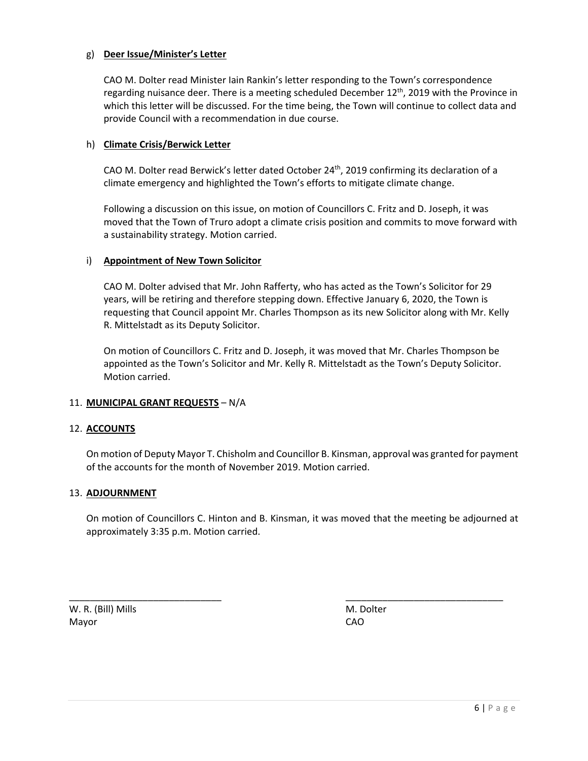g) **Deer Issue/Minister's Letter**

CAO M. Dolter read Minister Iain Rankin's letter responding to the Town's correspondence regarding nuisance deer. There is a meeting scheduled December 12th, 2019 with the Province in which this letter will be discussed. For the time being, the Town will continue to collect data and provide Council with a recommendation in due course.

h) **Climate Crisis/Berwick Letter**

CAO M. Dolter read Berwick's letter dated October 24th, 2019 confirming its declaration of a climate emergency and highlighted the Town's efforts to mitigate climate change.

Following a discussion on this issue, on motion of Councillors C. Fritz and D. Joseph, it was moved that the Town of Truro adopt a climate crisis position and commits to move forward with a sustainability strategy. Motion carried.

i) **Appointment of New Town Solicitor**

CAO M. Dolter advised that Mr. John Rafferty, who has acted as the Town's Solicitor for 29 years, will be retiring and therefore stepping down. Effective January 6, 2020, the Town is requesting that Council appoint Mr. Charles Thompson as its new Solicitor along with Mr. Kelly R. Mittelstadt as its Deputy Solicitor.

On motion of Councillors C. Fritz and D. Joseph, it was moved that Mr. Charles Thompson be appointed as the Town's Solicitor and Mr. Kelly R. Mittelstadt as the Town's Deputy Solicitor. Motion carried.

11. **MUNICIPAL GRANT REQUESTS** – N/A

12. **ACCOUNTS**

On motion of Deputy Mayor T. Chisholm and Councillor B. Kinsman, approval was granted for payment of the accounts for the month of November 2019. Motion carried.

13. **ADJOURNMENT**

On motion of Councillors C. Hinton and B. Kinsman, it was moved that the meeting be adjourned at approximately 3:35 p.m. Motion carried.

\_\_\_\_\_\_\_\_\_\_\_\_\_\_\_\_\_\_\_\_\_\_\_\_\_\_\_\_\_\_
W. R. (Bill) Mills
Mayor

\_\_\_\_\_\_\_\_\_\_\_\_\_\_\_\_\_\_\_\_\_\_\_\_\_\_\_\_\_\_
M. Dolter
CAO